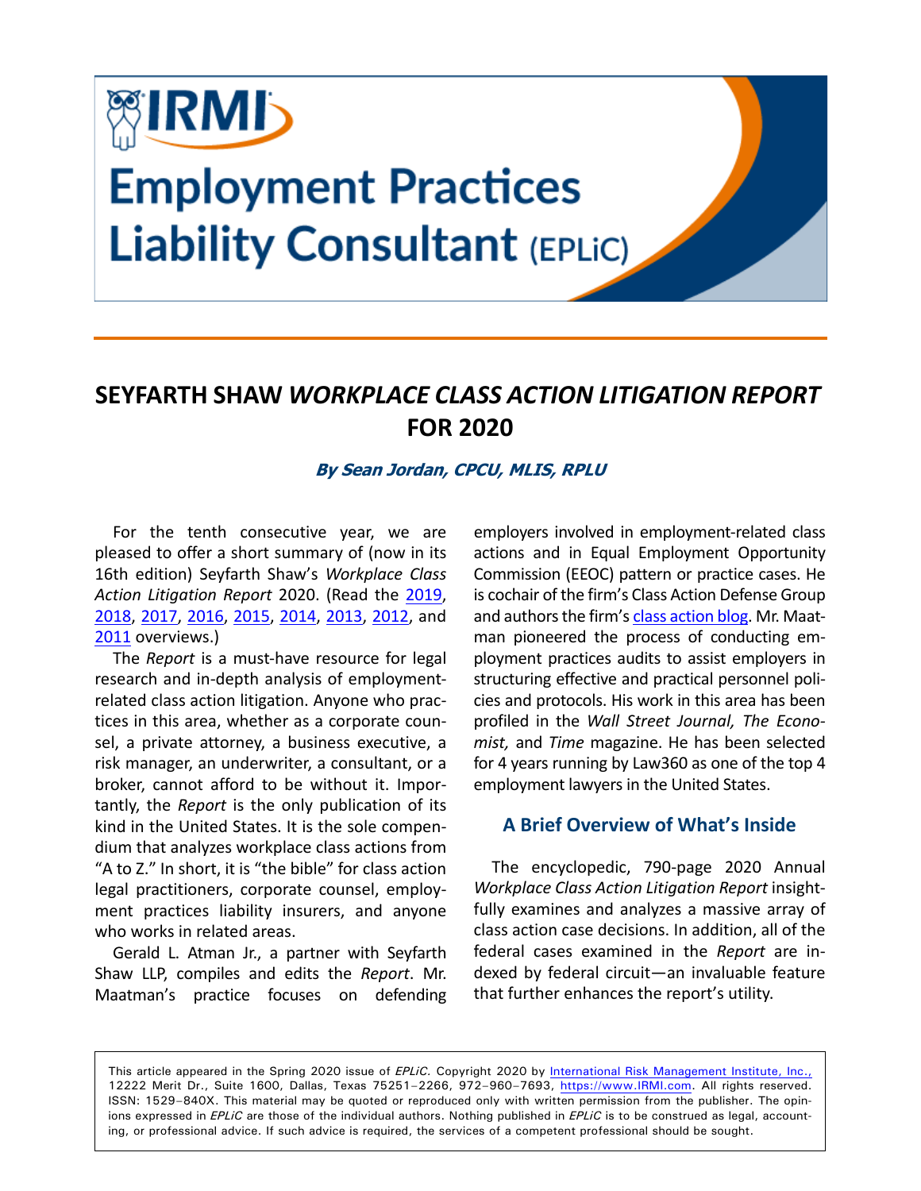# Employment Practices Liability Consultant (EPLiC)

## SEYFARTH SHAW *WORKPLACE CLASS ACTION LITIGATION REPORT* FOR 2020

***By Sean Jordan, CPCU, MLIS, RPLU***

For the tenth consecutive year, we are pleased to offer a short summary of (now in its 16th edition) Seyfarth Shaw's *Workplace Class Action Litigation Report* 2020. (Read the 2019, 2018, 2017, 2016, 2015, 2014, 2013, 2012, and 2011 overviews.)

The *Report* is a must-have resource for legal research and in-depth analysis of employment-related class action litigation. Anyone who practices in this area, whether as a corporate counsel, a private attorney, a business executive, a risk manager, an underwriter, a consultant, or a broker, cannot afford to be without it. Importantly, the *Report* is the only publication of its kind in the United States. It is the sole compendium that analyzes workplace class actions from "A to Z." In short, it is "the bible" for class action legal practitioners, corporate counsel, employment practices liability insurers, and anyone who works in related areas.

Gerald L. Atman Jr., a partner with Seyfarth Shaw LLP, compiles and edits the *Report*. Mr. Maatman's practice focuses on defending employers involved in employment-related class actions and in Equal Employment Opportunity Commission (EEOC) pattern or practice cases. He is cochair of the firm's Class Action Defense Group and authors the firm's class action blog. Mr. Maatman pioneered the process of conducting employment practices audits to assist employers in structuring effective and practical personnel policies and protocols. His work in this area has been profiled in the *Wall Street Journal, The Economist,* and *Time* magazine. He has been selected for 4 years running by Law360 as one of the top 4 employment lawyers in the United States.

### A Brief Overview of What's Inside

The encyclopedic, 790-page 2020 Annual *Workplace Class Action Litigation Report* insightfully examines and analyzes a massive array of class action case decisions. In addition, all of the federal cases examined in the *Report* are indexed by federal circuit—an invaluable feature that further enhances the report's utility.

This article appeared in the Spring 2020 issue of *EPLiC.* Copyright 2020 by International Risk Management Institute, Inc., 12222 Merit Dr., Suite 1600, Dallas, Texas 75251–2266, 972–960–7693, https://www.IRMI.com. All rights reserved. ISSN: 1529–840X. This material may be quoted or reproduced only with written permission from the publisher. The opinions expressed in *EPLiC* are those of the individual authors. Nothing published in *EPLiC* is to be construed as legal, accounting, or professional advice. If such advice is required, the services of a competent professional should be sought.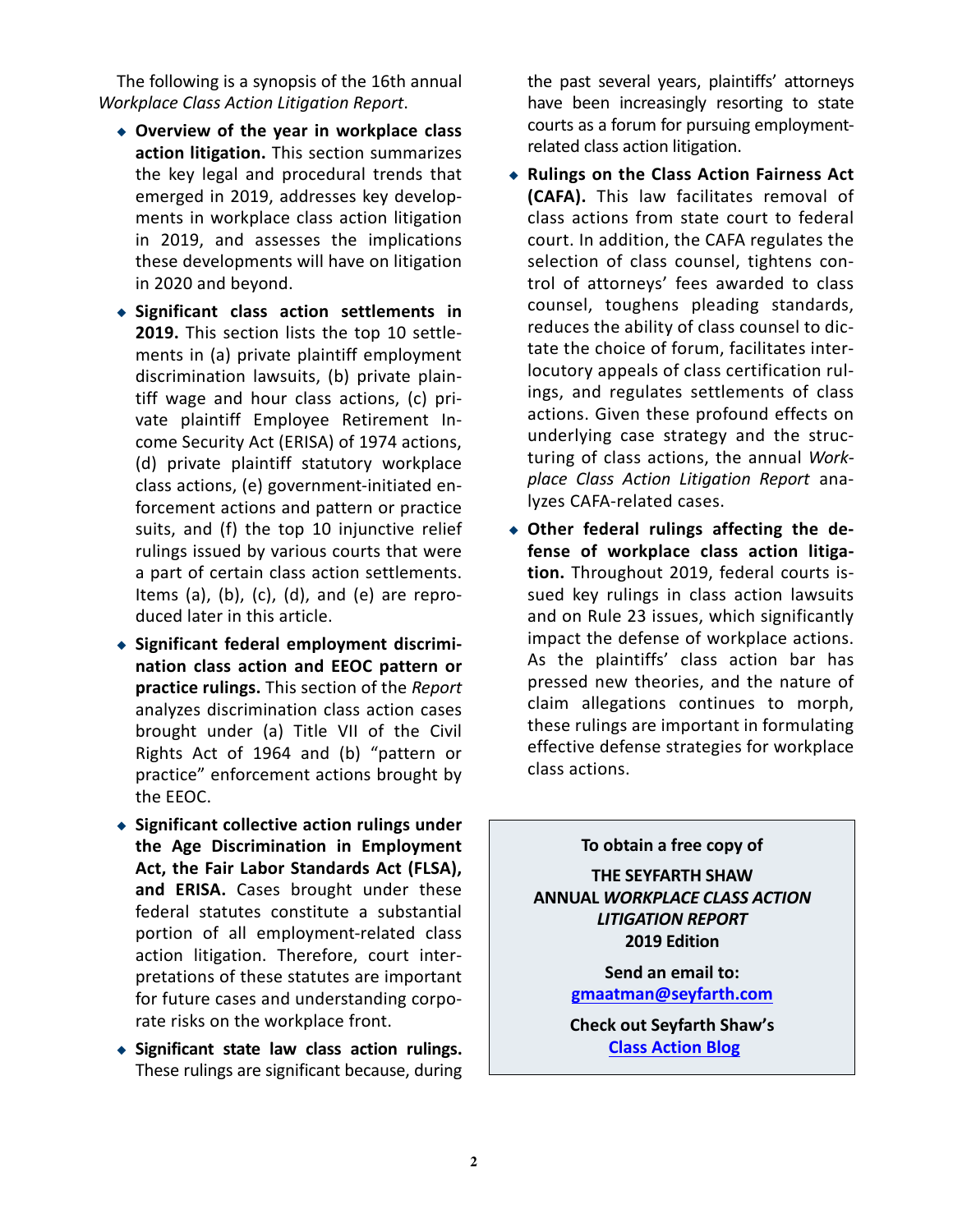The following is a synopsis of the 16th annual *Workplace Class Action Litigation Report*.

- **Overview of the year in workplace class action litigation.** This section summarizes the key legal and procedural trends that emerged in 2019, addresses key developments in workplace class action litigation in 2019, and assesses the implications these developments will have on litigation in 2020 and beyond.
- **Significant class action settlements in 2019.** This section lists the top 10 settlements in (a) private plaintiff employment discrimination lawsuits, (b) private plaintiff wage and hour class actions, (c) private plaintiff Employee Retirement Income Security Act (ERISA) of 1974 actions, (d) private plaintiff statutory workplace class actions, (e) government-initiated enforcement actions and pattern or practice suits, and (f) the top 10 injunctive relief rulings issued by various courts that were a part of certain class action settlements. Items (a), (b), (c), (d), and (e) are reproduced later in this article.
- **Significant federal employment discrimination class action and EEOC pattern or practice rulings.** This section of the *Report* analyzes discrimination class action cases brought under (a) Title VII of the Civil Rights Act of 1964 and (b) "pattern or practice" enforcement actions brought by the EEOC.
- **Significant collective action rulings under the Age Discrimination in Employment Act, the Fair Labor Standards Act (FLSA), and ERISA.** Cases brought under these federal statutes constitute a substantial portion of all employment-related class action litigation. Therefore, court interpretations of these statutes are important for future cases and understanding corporate risks on the workplace front.
- **Significant state law class action rulings.** These rulings are significant because, during the past several years, plaintiffs' attorneys have been increasingly resorting to state courts as a forum for pursuing employment-related class action litigation.
- **Rulings on the Class Action Fairness Act (CAFA).** This law facilitates removal of class actions from state court to federal court. In addition, the CAFA regulates the selection of class counsel, tightens control of attorneys' fees awarded to class counsel, toughens pleading standards, reduces the ability of class counsel to dictate the choice of forum, facilitates interlocutory appeals of class certification rulings, and regulates settlements of class actions. Given these profound effects on underlying case strategy and the structuring of class actions, the annual *Workplace Class Action Litigation Report* analyzes CAFA-related cases.
- **Other federal rulings affecting the defense of workplace class action litigation.** Throughout 2019, federal courts issued key rulings in class action lawsuits and on Rule 23 issues, which significantly impact the defense of workplace actions. As the plaintiffs' class action bar has pressed new theories, and the nature of claim allegations continues to morph, these rulings are important in formulating effective defense strategies for workplace class actions.

---

**To obtain a free copy of**

**THE SEYFARTH SHAW ANNUAL *WORKPLACE CLASS ACTION LITIGATION REPORT* 2019 Edition**

**Send an email to:**
**gmaatman@seyfarth.com**

**Check out Seyfarth Shaw's**
**Class Action Blog**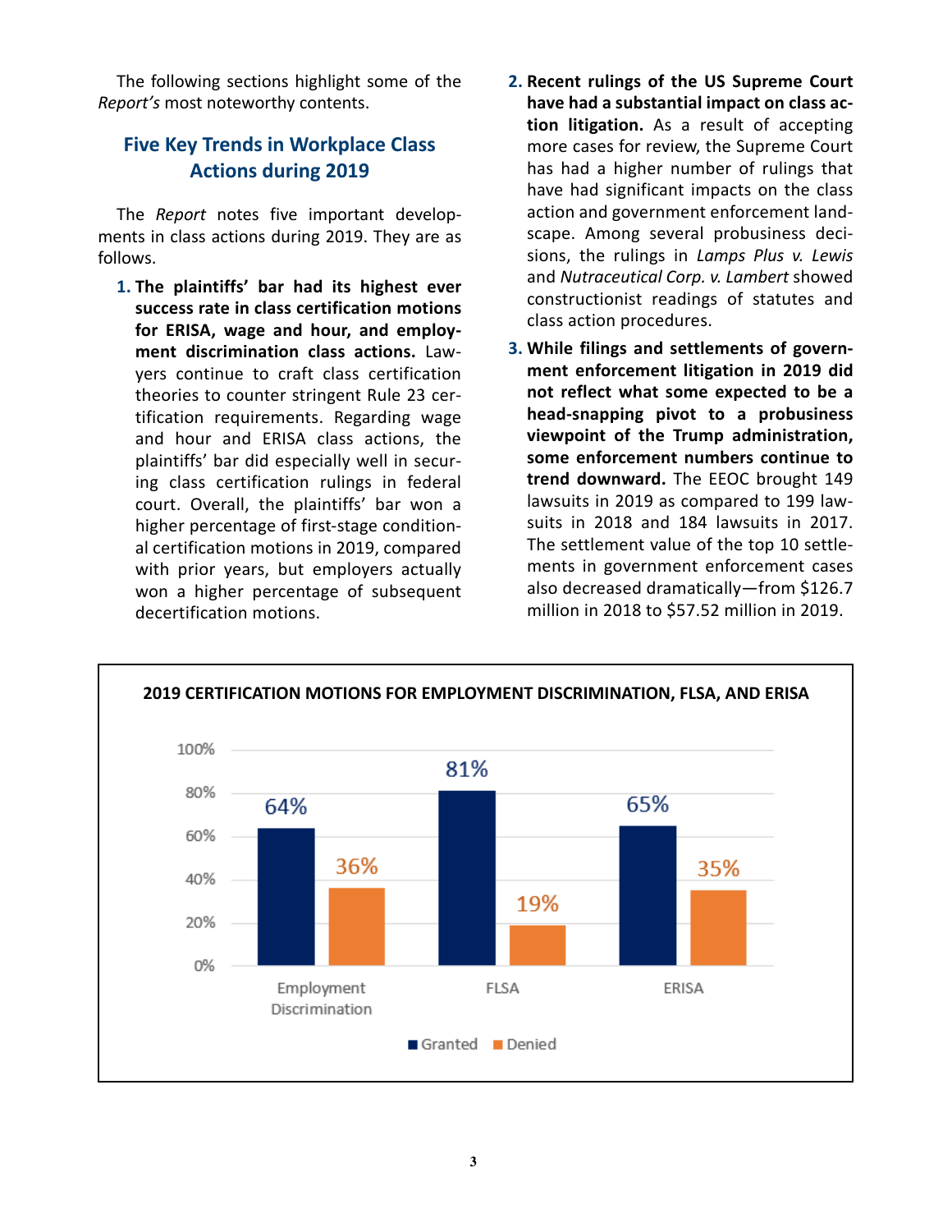The following sections highlight some of the *Report's* most noteworthy contents.

## Five Key Trends in Workplace Class Actions during 2019

The *Report* notes five important developments in class actions during 2019. They are as follows.

1. **The plaintiffs' bar had its highest ever success rate in class certification motions for ERISA, wage and hour, and employment discrimination class actions.** Lawyers continue to craft class certification theories to counter stringent Rule 23 certification requirements. Regarding wage and hour and ERISA class actions, the plaintiffs' bar did especially well in securing class certification rulings in federal court. Overall, the plaintiffs' bar won a higher percentage of first-stage conditional certification motions in 2019, compared with prior years, but employers actually won a higher percentage of subsequent decertification motions.
2. **Recent rulings of the US Supreme Court have had a substantial impact on class action litigation.** As a result of accepting more cases for review, the Supreme Court has had a higher number of rulings that have had significant impacts on the class action and government enforcement landscape. Among several probusiness decisions, the rulings in *Lamps Plus v. Lewis* and *Nutraceutical Corp. v. Lambert* showed constructionist readings of statutes and class action procedures.
3. **While filings and settlements of government enforcement litigation in 2019 did not reflect what some expected to be a head-snapping pivot to a probusiness viewpoint of the Trump administration, some enforcement numbers continue to trend downward.** The EEOC brought 149 lawsuits in 2019 as compared to 199 lawsuits in 2018 and 184 lawsuits in 2017. The settlement value of the top 10 settlements in government enforcement cases also decreased dramatically—from $126.7 million in 2018 to $57.52 million in 2019.

**2019 CERTIFICATION MOTIONS FOR EMPLOYMENT DISCRIMINATION, FLSA, AND ERISA**

| | Granted | Denied |
|---|---|---|
| Employment Discrimination | 64% | 36% |
| FLSA | 81% | 19% |
| ERISA | 65% | 35% |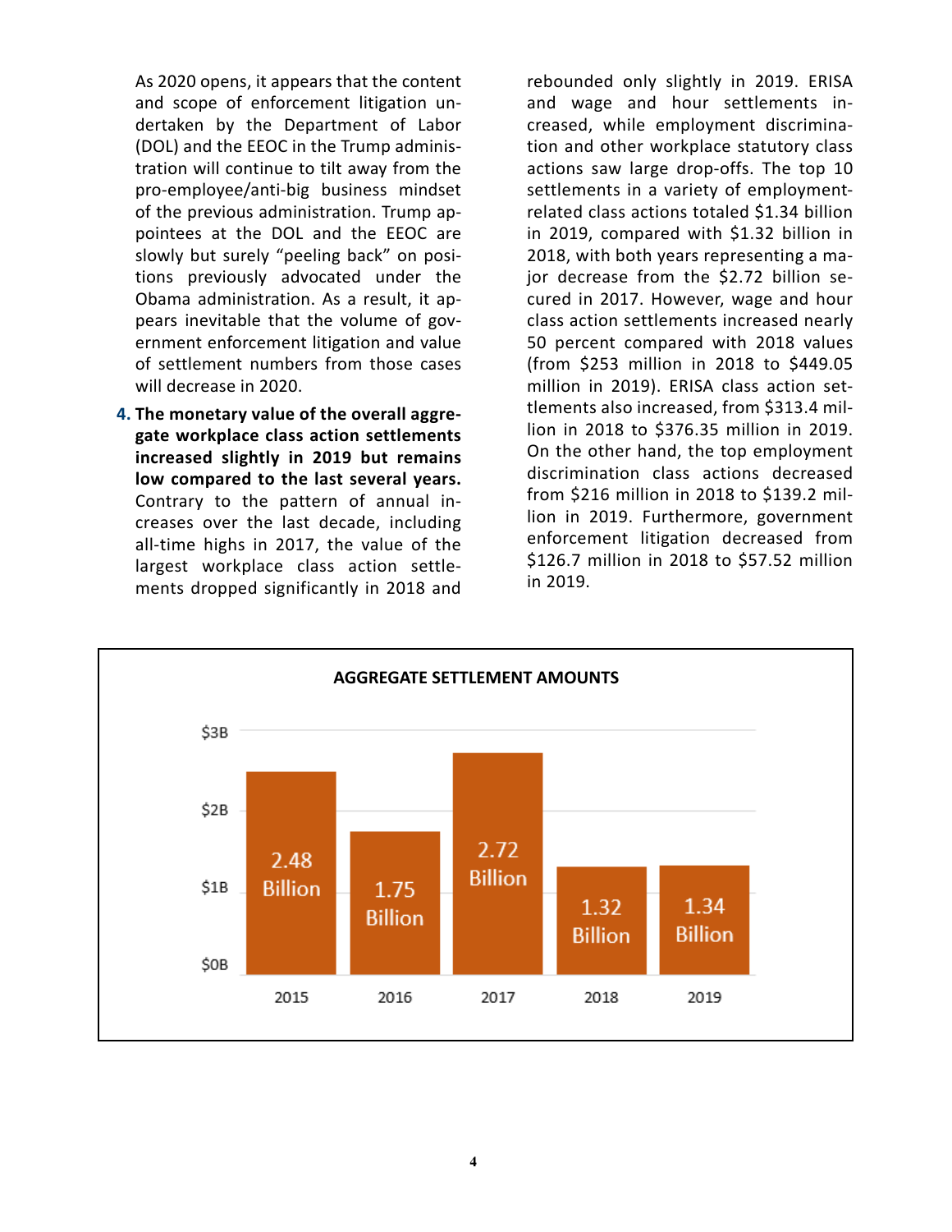As 2020 opens, it appears that the content and scope of enforcement litigation undertaken by the Department of Labor (DOL) and the EEOC in the Trump administration will continue to tilt away from the pro-employee/anti-big business mindset of the previous administration. Trump appointees at the DOL and the EEOC are slowly but surely "peeling back" on positions previously advocated under the Obama administration. As a result, it appears inevitable that the volume of government enforcement litigation and value of settlement numbers from those cases will decrease in 2020.

4. **The monetary value of the overall aggregate workplace class action settlements increased slightly in 2019 but remains low compared to the last several years.** Contrary to the pattern of annual increases over the last decade, including all-time highs in 2017, the value of the largest workplace class action settlements dropped significantly in 2018 and rebounded only slightly in 2019. ERISA and wage and hour settlements increased, while employment discrimination and other workplace statutory class actions saw large drop-offs. The top 10 settlements in a variety of employment-related class actions totaled $1.34 billion in 2019, compared with $1.32 billion in 2018, with both years representing a major decrease from the $2.72 billion secured in 2017. However, wage and hour class action settlements increased nearly 50 percent compared with 2018 values (from $253 million in 2018 to $449.05 million in 2019). ERISA class action settlements also increased, from $313.4 million in 2018 to $376.35 million in 2019. On the other hand, the top employment discrimination class actions decreased from $216 million in 2018 to $139.2 million in 2019. Furthermore, government enforcement litigation decreased from $126.7 million in 2018 to $57.52 million in 2019.

**AGGREGATE SETTLEMENT AMOUNTS**

| Year | Amount |
|---|---|
| 2015 | 2.48 Billion |
| 2016 | 1.75 Billion |
| 2017 | 2.72 Billion |
| 2018 | 1.32 Billion |
| 2019 | 1.34 Billion |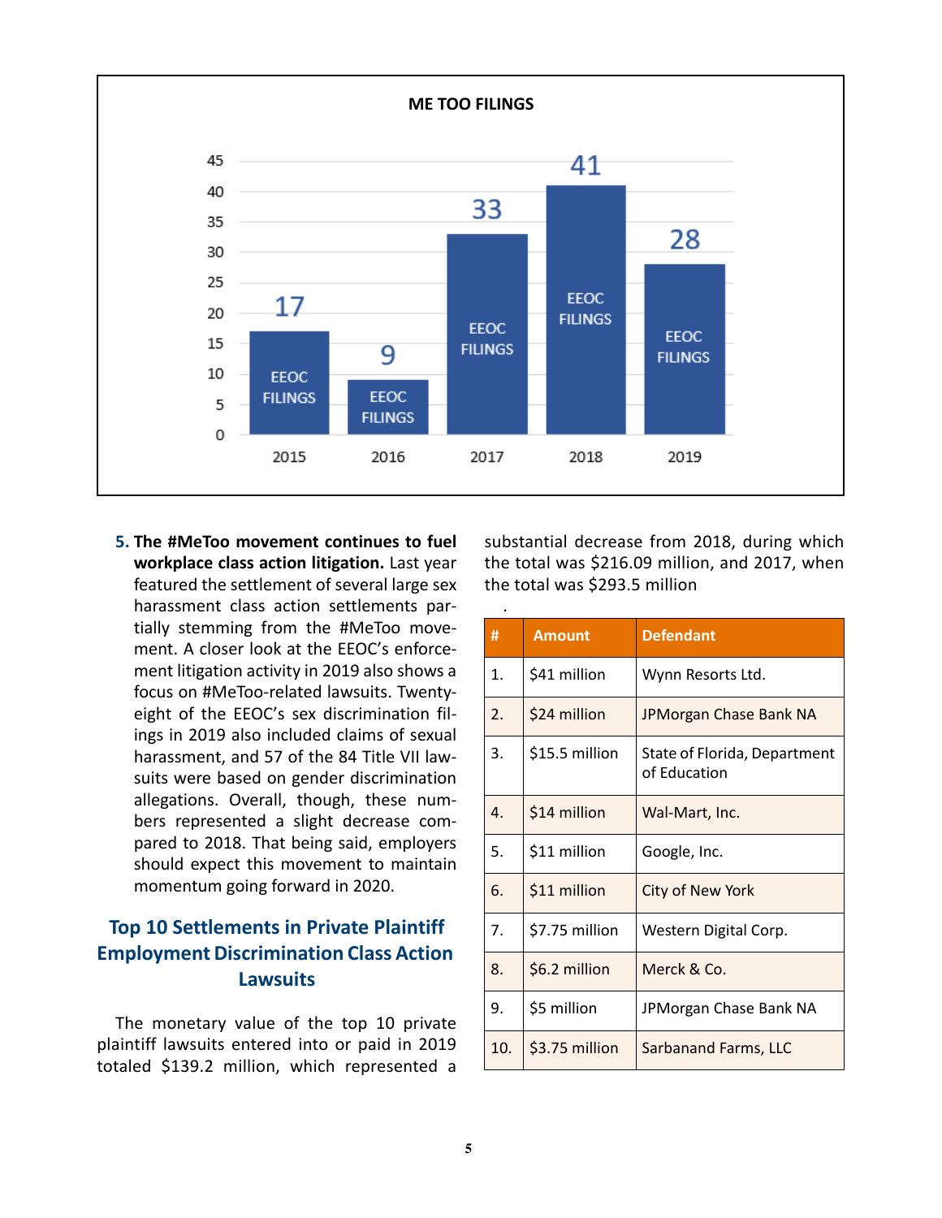**ME TOO FILINGS**

| Year | EEOC Filings |
| --- | --- |
| 2015 | 17 |
| 2016 | 9 |
| 2017 | 33 |
| 2018 | 41 |
| 2019 | 28 |

5. **The #MeToo movement continues to fuel workplace class action litigation.** Last year featured the settlement of several large sex harassment class action settlements partially stemming from the #MeToo movement. A closer look at the EEOC's enforcement litigation activity in 2019 also shows a focus on #MeToo-related lawsuits. Twenty-eight of the EEOC's sex discrimination filings in 2019 also included claims of sexual harassment, and 57 of the 84 Title VII lawsuits were based on gender discrimination allegations. Overall, though, these numbers represented a slight decrease compared to 2018. That being said, employers should expect this movement to maintain momentum going forward in 2020.

## Top 10 Settlements in Private Plaintiff Employment Discrimination Class Action Lawsuits

The monetary value of the top 10 private plaintiff lawsuits entered into or paid in 2019 totaled $139.2 million, which represented a substantial decrease from 2018, during which the total was $216.09 million, and 2017, when the total was $293.5 million

| # | Amount | Defendant |
| --- | --- | --- |
| 1. | $41 million | Wynn Resorts Ltd. |
| 2. | $24 million | JPMorgan Chase Bank NA |
| 3. | $15.5 million | State of Florida, Department of Education |
| 4. | $14 million | Wal-Mart, Inc. |
| 5. | $11 million | Google, Inc. |
| 6. | $11 million | City of New York |
| 7. | $7.75 million | Western Digital Corp. |
| 8. | $6.2 million | Merck & Co. |
| 9. | $5 million | JPMorgan Chase Bank NA |
| 10. | $3.75 million | Sarbanand Farms, LLC |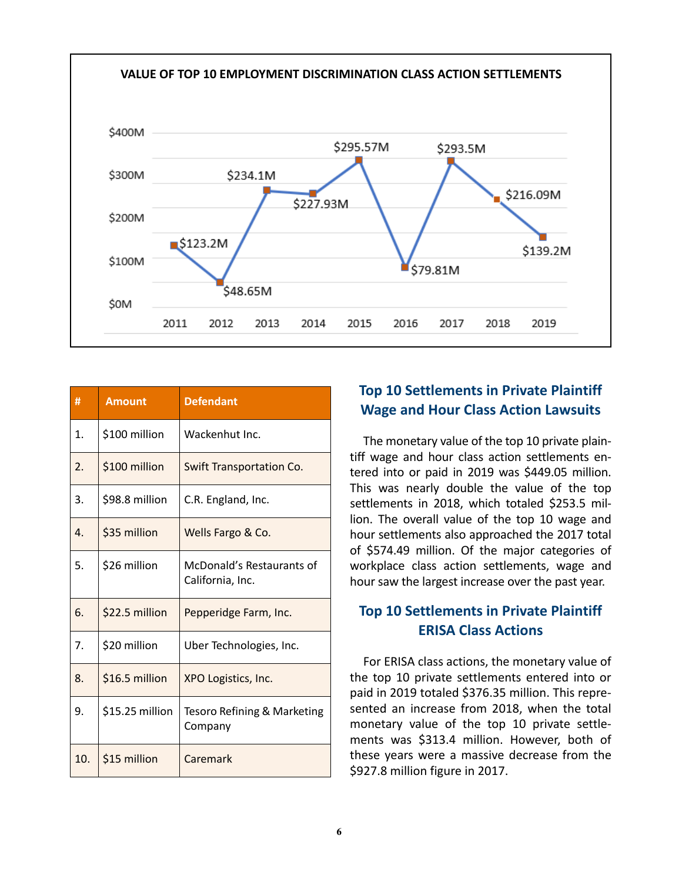**VALUE OF TOP 10 EMPLOYMENT DISCRIMINATION CLASS ACTION SETTLEMENTS**

| Year | Value |
|---|---|
| 2011 | $123.2M |
| 2012 | $48.65M |
| 2013 | $234.1M |
| 2014 | $227.93M |
| 2015 | $295.57M |
| 2016 | $79.81M |
| 2017 | $293.5M |
| 2018 | $216.09M |
| 2019 | $139.2M |

| # | Amount | Defendant |
|---|---|---|
| 1. | $100 million | Wackenhut Inc. |
| 2. | $100 million | Swift Transportation Co. |
| 3. | $98.8 million | C.R. England, Inc. |
| 4. | $35 million | Wells Fargo & Co. |
| 5. | $26 million | McDonald's Restaurants of California, Inc. |
| 6. | $22.5 million | Pepperidge Farm, Inc. |
| 7. | $20 million | Uber Technologies, Inc. |
| 8. | $16.5 million | XPO Logistics, Inc. |
| 9. | $15.25 million | Tesoro Refining & Marketing Company |
| 10. | $15 million | Caremark |

## Top 10 Settlements in Private Plaintiff Wage and Hour Class Action Lawsuits

The monetary value of the top 10 private plaintiff wage and hour class action settlements entered into or paid in 2019 was $449.05 million. This was nearly double the value of the top settlements in 2018, which totaled $253.5 million. The overall value of the top 10 wage and hour settlements also approached the 2017 total of $574.49 million. Of the major categories of workplace class action settlements, wage and hour saw the largest increase over the past year.

## Top 10 Settlements in Private Plaintiff ERISA Class Actions

For ERISA class actions, the monetary value of the top 10 private settlements entered into or paid in 2019 totaled $376.35 million. This represented an increase from 2018, when the total monetary value of the top 10 private settlements was $313.4 million. However, both of these years were a massive decrease from the $927.8 million figure in 2017.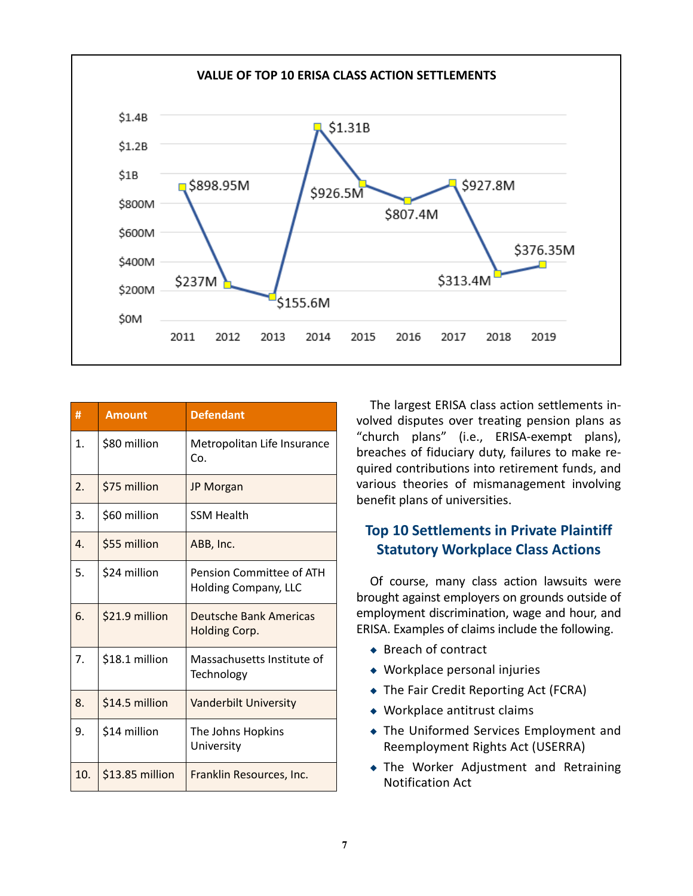**VALUE OF TOP 10 ERISA CLASS ACTION SETTLEMENTS**

| Year | Value |
|---|---|
| 2011 | $898.95M |
| 2012 | $237M |
| 2013 | $155.6M |
| 2014 | $1.31B |
| 2015 | $926.5M |
| 2016 | $807.4M |
| 2017 | $927.8M |
| 2018 | $313.4M |
| 2019 | $376.35M |

| # | Amount | Defendant |
|---|---|---|
| 1. | $80 million | Metropolitan Life Insurance Co. |
| 2. | $75 million | JP Morgan |
| 3. | $60 million | SSM Health |
| 4. | $55 million | ABB, Inc. |
| 5. | $24 million | Pension Committee of ATH Holding Company, LLC |
| 6. | $21.9 million | Deutsche Bank Americas Holding Corp. |
| 7. | $18.1 million | Massachusetts Institute of Technology |
| 8. | $14.5 million | Vanderbilt University |
| 9. | $14 million | The Johns Hopkins University |
| 10. | $13.85 million | Franklin Resources, Inc. |

The largest ERISA class action settlements involved disputes over treating pension plans as "church plans" (i.e., ERISA-exempt plans), breaches of fiduciary duty, failures to make required contributions into retirement funds, and various theories of mismanagement involving benefit plans of universities.

## Top 10 Settlements in Private Plaintiff Statutory Workplace Class Actions

Of course, many class action lawsuits were brought against employers on grounds outside of employment discrimination, wage and hour, and ERISA. Examples of claims include the following.

- Breach of contract
- Workplace personal injuries
- The Fair Credit Reporting Act (FCRA)
- Workplace antitrust claims
- The Uniformed Services Employment and Reemployment Rights Act (USERRA)
- The Worker Adjustment and Retraining Notification Act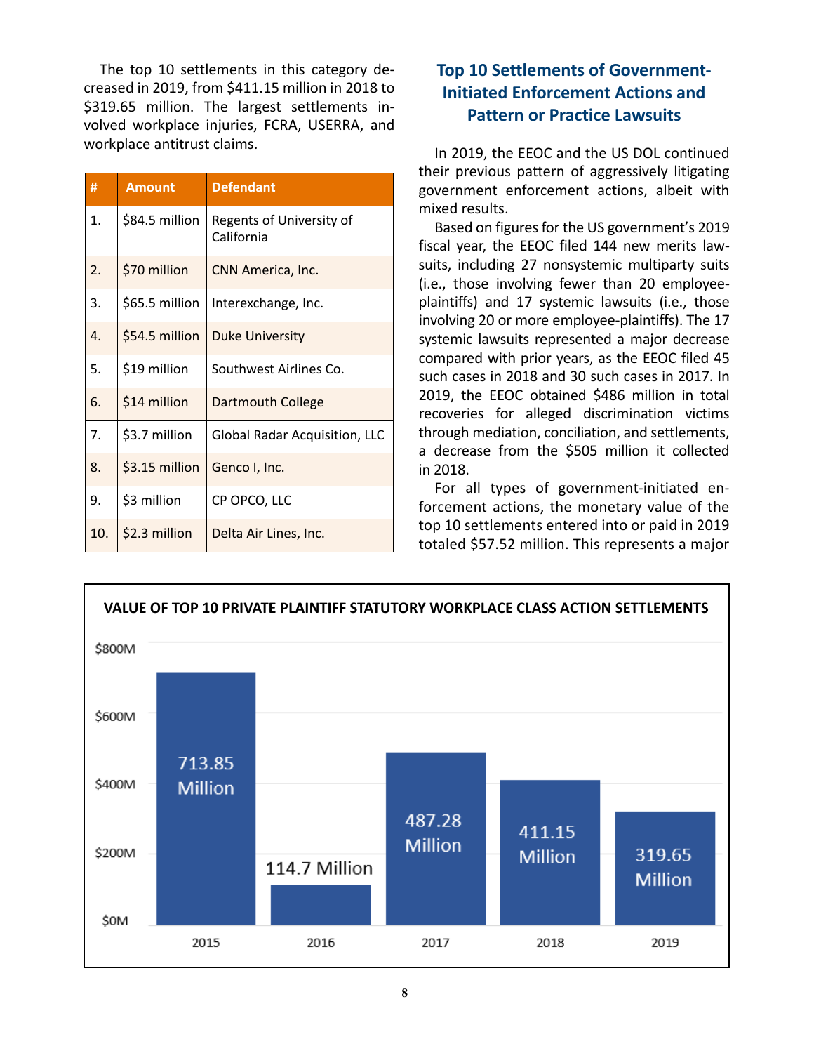The top 10 settlements in this category decreased in 2019, from $411.15 million in 2018 to $319.65 million. The largest settlements involved workplace injuries, FCRA, USERRA, and workplace antitrust claims.

| # | Amount | Defendant |
|---|---|---|
| 1. | $84.5 million | Regents of University of California |
| 2. | $70 million | CNN America, Inc. |
| 3. | $65.5 million | Interexchange, Inc. |
| 4. | $54.5 million | Duke University |
| 5. | $19 million | Southwest Airlines Co. |
| 6. | $14 million | Dartmouth College |
| 7. | $3.7 million | Global Radar Acquisition, LLC |
| 8. | $3.15 million | Genco I, Inc. |
| 9. | $3 million | CP OPCO, LLC |
| 10. | $2.3 million | Delta Air Lines, Inc. |

## Top 10 Settlements of Government-Initiated Enforcement Actions and Pattern or Practice Lawsuits

In 2019, the EEOC and the US DOL continued their previous pattern of aggressively litigating government enforcement actions, albeit with mixed results.

Based on figures for the US government's 2019 fiscal year, the EEOC filed 144 new merits lawsuits, including 27 nonsystemic multiparty suits (i.e., those involving fewer than 20 employee-plaintiffs) and 17 systemic lawsuits (i.e., those involving 20 or more employee-plaintiffs). The 17 systemic lawsuits represented a major decrease compared with prior years, as the EEOC filed 45 such cases in 2018 and 30 such cases in 2017. In 2019, the EEOC obtained $486 million in total recoveries for alleged discrimination victims through mediation, conciliation, and settlements, a decrease from the $505 million it collected in 2018.

For all types of government-initiated enforcement actions, the monetary value of the top 10 settlements entered into or paid in 2019 totaled $57.52 million. This represents a major

**VALUE OF TOP 10 PRIVATE PLAINTIFF STATUTORY WORKPLACE CLASS ACTION SETTLEMENTS**

| Year | Value |
|---|---|
| 2015 | 713.85 Million |
| 2016 | 114.7 Million |
| 2017 | 487.28 Million |
| 2018 | 411.15 Million |
| 2019 | 319.65 Million |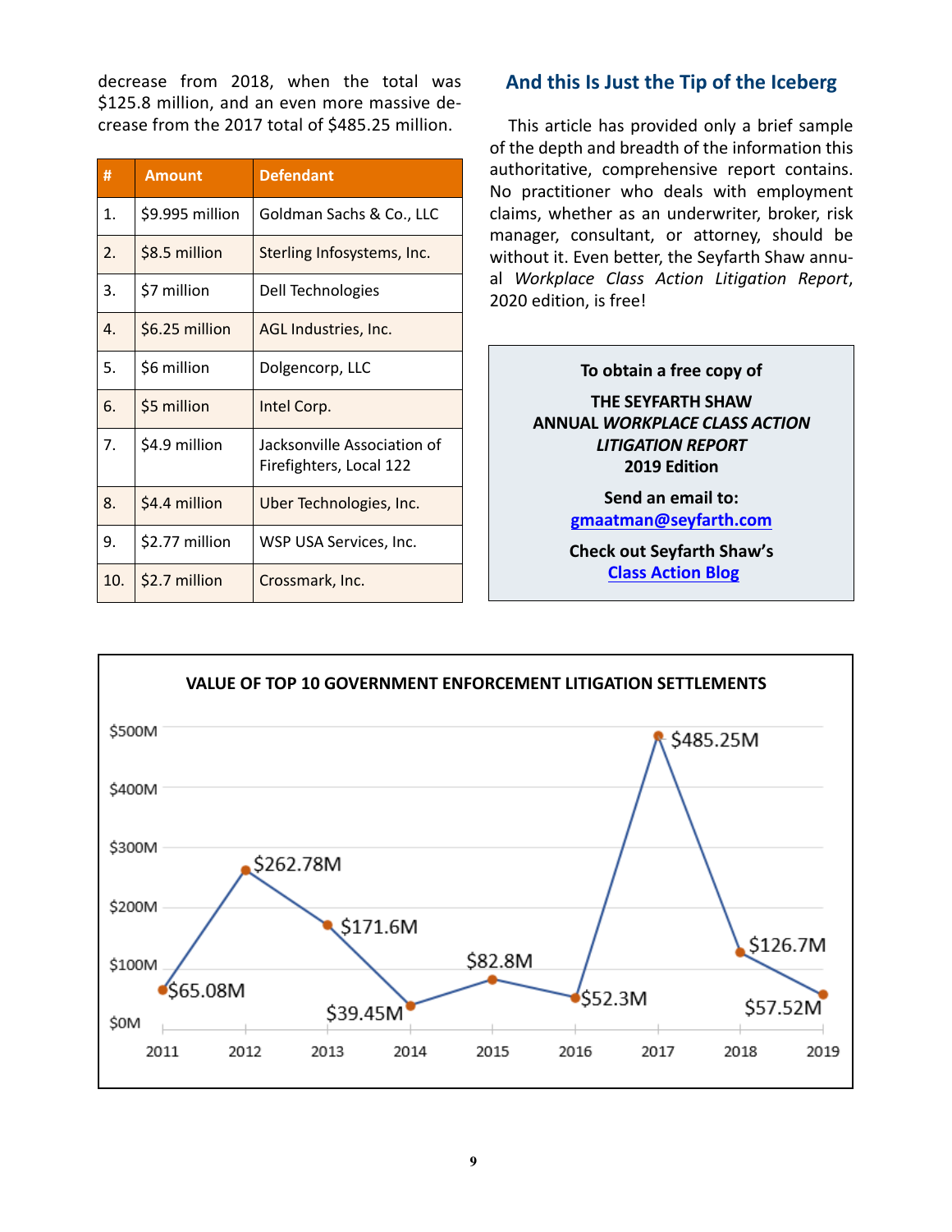decrease from 2018, when the total was $125.8 million, and an even more massive decrease from the 2017 total of $485.25 million.

| # | Amount | Defendant |
|---|---|---|
| 1. | $9.995 million | Goldman Sachs & Co., LLC |
| 2. | $8.5 million | Sterling Infosystems, Inc. |
| 3. | $7 million | Dell Technologies |
| 4. | $6.25 million | AGL Industries, Inc. |
| 5. | $6 million | Dolgencorp, LLC |
| 6. | $5 million | Intel Corp. |
| 7. | $4.9 million | Jacksonville Association of Firefighters, Local 122 |
| 8. | $4.4 million | Uber Technologies, Inc. |
| 9. | $2.77 million | WSP USA Services, Inc. |
| 10. | $2.7 million | Crossmark, Inc. |

## And this Is Just the Tip of the Iceberg

This article has provided only a brief sample of the depth and breadth of the information this authoritative, comprehensive report contains. No practitioner who deals with employment claims, whether as an underwriter, broker, risk manager, consultant, or attorney, should be without it. Even better, the Seyfarth Shaw annual *Workplace Class Action Litigation Report*, 2020 edition, is free!

**To obtain a free copy of**

**THE SEYFARTH SHAW ANNUAL *WORKPLACE CLASS ACTION LITIGATION REPORT* 2019 Edition**

**Send an email to:** **gmaatman@seyfarth.com**

**Check out Seyfarth Shaw's** **Class Action Blog**

VALUE OF TOP 10 GOVERNMENT ENFORCEMENT LITIGATION SETTLEMENTS

$500M
$400M
$300M
$200M
$100M
$0M

2011 2012 2013 2014 2015 2016 2017 2018 2019

$65.08M
$262.78M
$171.6M
$39.45M
$82.8M
$52.3M
$485.25M
$126.7M
$57.52M